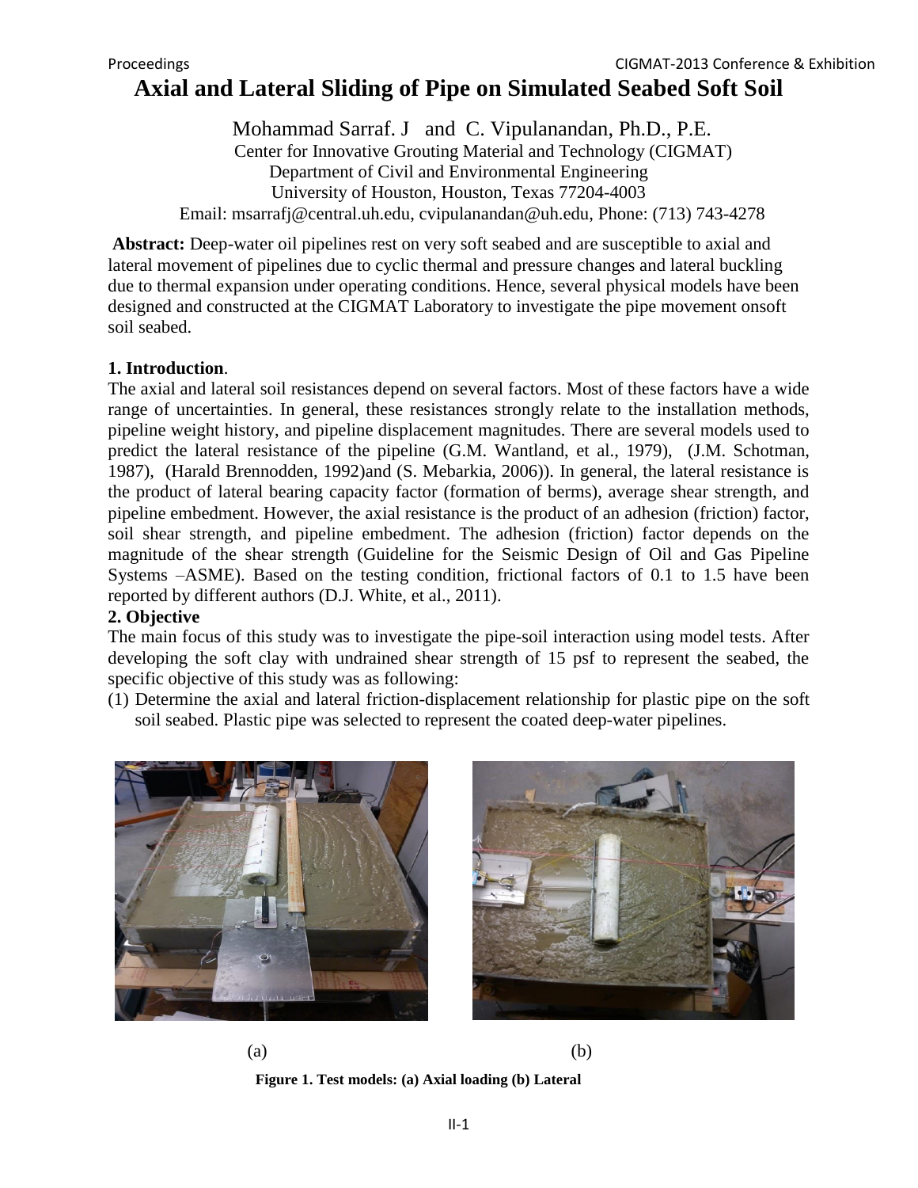# Axial and Lateral Sliding of Pipe on Simulated Seabed Soft Soil

Mohammad Sarraf. J and C. Vipulanandan, Ph.D., P.E.
Center for Innovative Grouting Material and Technology (CIGMAT)
Department of Civil and Environmental Engineering
University of Houston, Houston, Texas 77204-4003
Email: msarrafj@central.uh.edu, cvipulanandan@uh.edu, Phone: (713) 743-4278

**Abstract:** Deep-water oil pipelines rest on very soft seabed and are susceptible to axial and lateral movement of pipelines due to cyclic thermal and pressure changes and lateral buckling due to thermal expansion under operating conditions. Hence, several physical models have been designed and constructed at the CIGMAT Laboratory to investigate the pipe movement onsoft soil seabed.

## 1. Introduction.

The axial and lateral soil resistances depend on several factors. Most of these factors have a wide range of uncertainties. In general, these resistances strongly relate to the installation methods, pipeline weight history, and pipeline displacement magnitudes. There are several models used to predict the lateral resistance of the pipeline (G.M. Wantland, et al., 1979), (J.M. Schotman, 1987), (Harald Brennodden, 1992)and (S. Mebarkia, 2006)). In general, the lateral resistance is the product of lateral bearing capacity factor (formation of berms), average shear strength, and pipeline embedment. However, the axial resistance is the product of an adhesion (friction) factor, soil shear strength, and pipeline embedment. The adhesion (friction) factor depends on the magnitude of the shear strength (Guideline for the Seismic Design of Oil and Gas Pipeline Systems –ASME). Based on the testing condition, frictional factors of 0.1 to 1.5 have been reported by different authors (D.J. White, et al., 2011).

## 2. Objective

The main focus of this study was to investigate the pipe-soil interaction using model tests. After developing the soft clay with undrained shear strength of 15 psf to represent the seabed, the specific objective of this study was as following:

(1) Determine the axial and lateral friction-displacement relationship for plastic pipe on the soft soil seabed. Plastic pipe was selected to represent the coated deep-water pipelines.

(a) (b)

**Figure 1. Test models: (a) Axial loading (b) Lateral**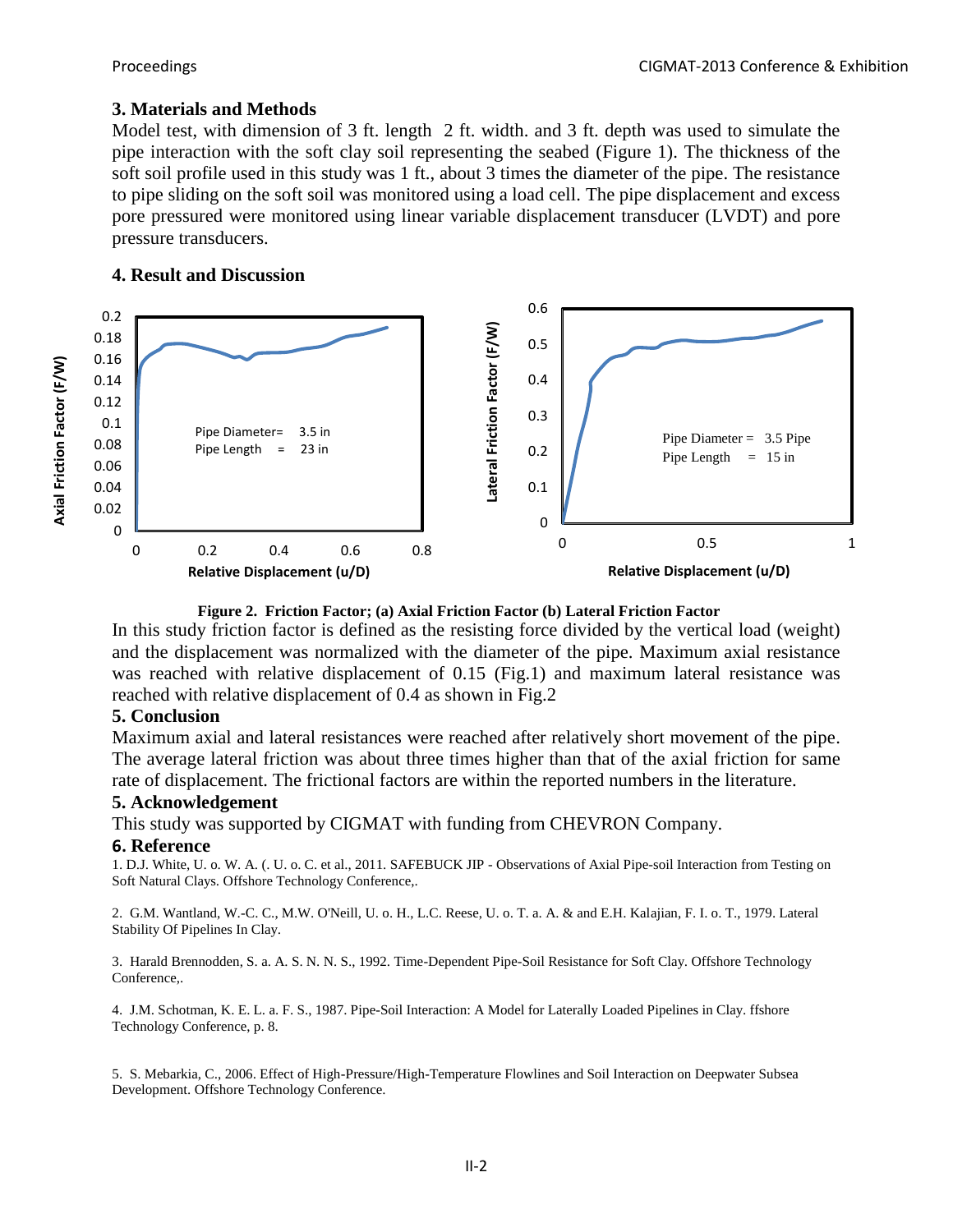## 3. Materials and Methods

Model test, with dimension of 3 ft. length 2 ft. width. and 3 ft. depth was used to simulate the pipe interaction with the soft clay soil representing the seabed (Figure 1). The thickness of the soft soil profile used in this study was 1 ft., about 3 times the diameter of the pipe. The resistance to pipe sliding on the soft soil was monitored using a load cell. The pipe displacement and excess pore pressured were monitored using linear variable displacement transducer (LVDT) and pore pressure transducers.

## 4. Result and Discussion

Axial Friction Factor (F/W)

0.2
0.18
0.16
0.14
0.12
0.1
0.08
0.06
0.04
0.02
0

0 0.2 0.4 0.6 0.8

Relative Displacement (u/D)

Pipe Diameter= 3.5 in
Pipe Length = 23 in

Lateral Friction Factor (F/W)

0.6
0.5
0.4
0.3
0.2
0.1
0

0 0.5 1

Relative Displacement (u/D)

Pipe Diameter = 3.5 Pipe
Pipe Length = 15 in

**Figure 2. Friction Factor; (a) Axial Friction Factor (b) Lateral Friction Factor**

In this study friction factor is defined as the resisting force divided by the vertical load (weight) and the displacement was normalized with the diameter of the pipe. Maximum axial resistance was reached with relative displacement of 0.15 (Fig.1) and maximum lateral resistance was reached with relative displacement of 0.4 as shown in Fig.2

## 5. Conclusion

Maximum axial and lateral resistances were reached after relatively short movement of the pipe. The average lateral friction was about three times higher than that of the axial friction for same rate of displacement. The frictional factors are within the reported numbers in the literature.

## 5. Acknowledgement

This study was supported by CIGMAT with funding from CHEVRON Company.

## 6. Reference

1. D.J. White, U. o. W. A. (. U. o. C. et al., 2011. SAFEBUCK JIP - Observations of Axial Pipe-soil Interaction from Testing on Soft Natural Clays. Offshore Technology Conference,.

2. G.M. Wantland, W.-C. C., M.W. O'Neill, U. o. H., L.C. Reese, U. o. T. a. A. & and E.H. Kalajian, F. I. o. T., 1979. Lateral Stability Of Pipelines In Clay.

3. Harald Brennodden, S. a. A. S. N. N. S., 1992. Time-Dependent Pipe-Soil Resistance for Soft Clay. Offshore Technology Conference,.

4. J.M. Schotman, K. E. L. a. F. S., 1987. Pipe-Soil Interaction: A Model for Laterally Loaded Pipelines in Clay. ffshore Technology Conference, p. 8.

5. S. Mebarkia, C., 2006. Effect of High-Pressure/High-Temperature Flowlines and Soil Interaction on Deepwater Subsea Development. Offshore Technology Conference.